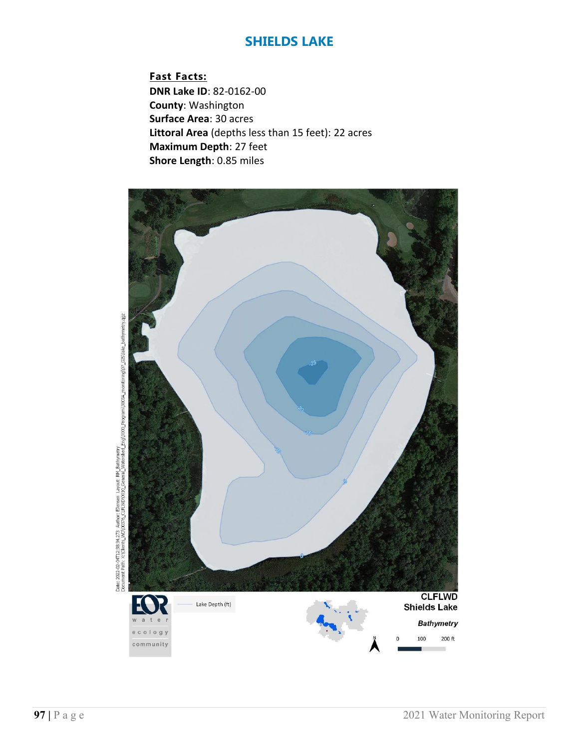# SHIELDS LAKE

**Fast Facts:**

**DNR Lake ID**: 82-0162-00
**County**: Washington
**Surface Area**: 30 acres
**Littoral Area** (depths less than 15 feet): 22 acres
**Maximum Depth**: 27 feet
**Shore Length**: 0.85 miles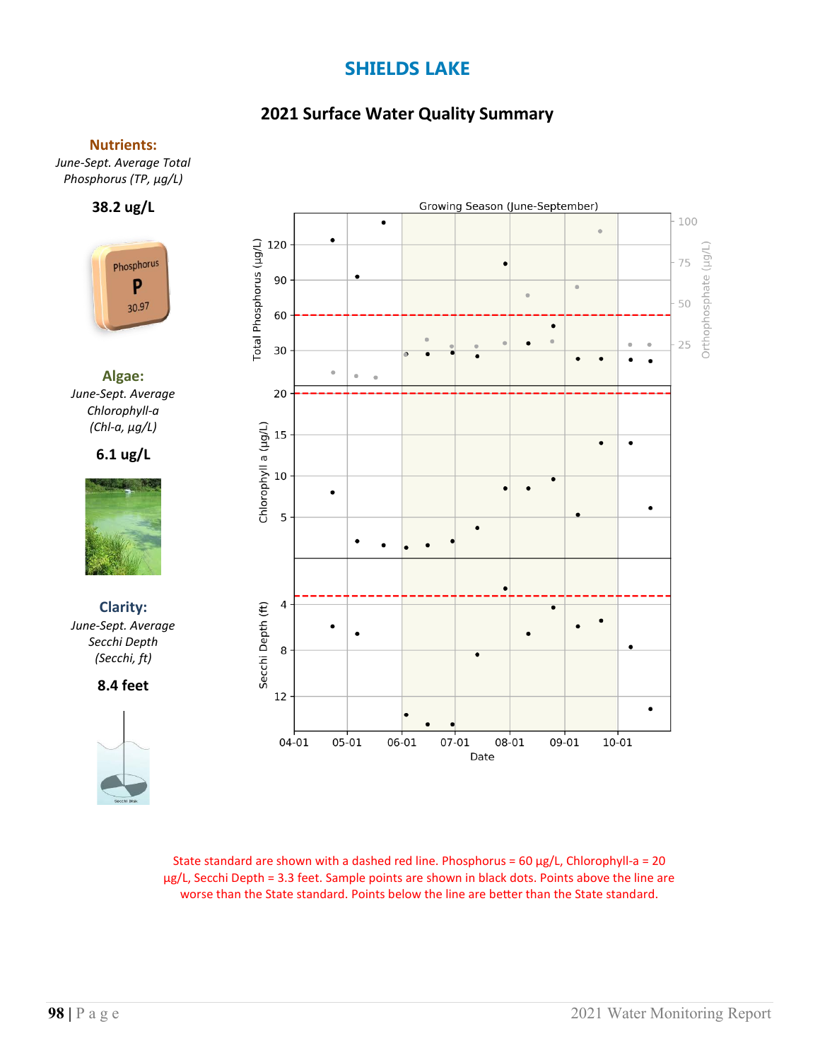# SHIELDS LAKE

## 2021 Surface Water Quality Summary

**Nutrients:**

*June-Sept. Average Total Phosphorus (TP, µg/L)*

**38.2 ug/L**

**Algae:**

*June-Sept. Average Chlorophyll-a (Chl-a, µg/L)*

**6.1 ug/L**

**Clarity:**

*June-Sept. Average Secchi Depth (Secchi, ft)*

**8.4 feet**

State standard are shown with a dashed red line. Phosphorus = 60 µg/L, Chlorophyll-a = 20 µg/L, Secchi Depth = 3.3 feet. Sample points are shown in black dots. Points above the line are worse than the State standard. Points below the line are better than the State standard.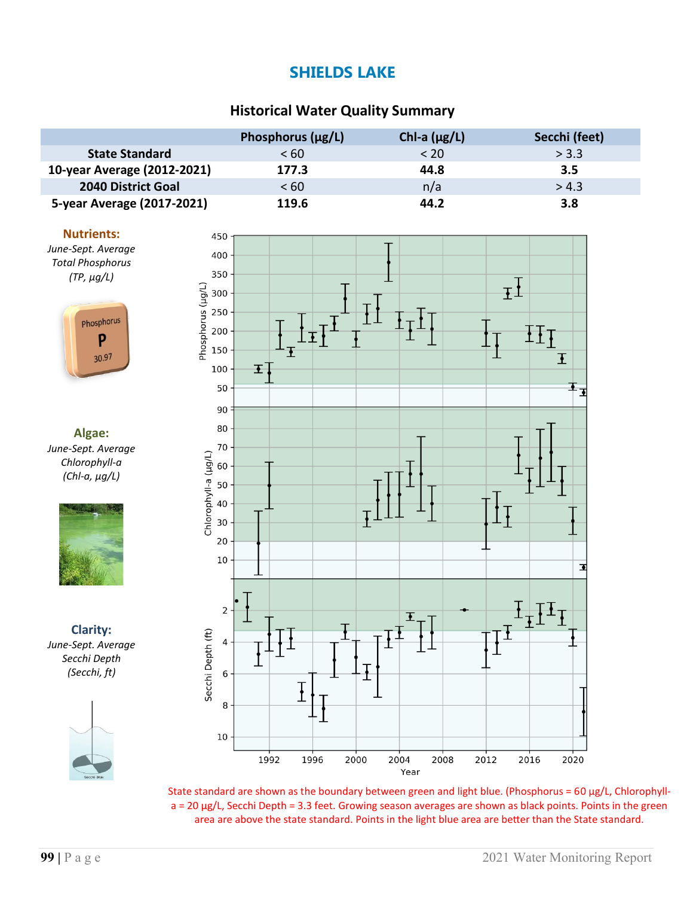# SHIELDS LAKE

## Historical Water Quality Summary

| | Phosphorus (µg/L) | Chl-a (µg/L) | Secchi (feet) |
|---|---|---|---|
| **State Standard** | < 60 | < 20 | > 3.3 |
| **10-year Average (2012-2021)** | **177.3** | **44.8** | **3.5** |
| **2040 District Goal** | < 60 | n/a | > 4.3 |
| **5-year Average (2017-2021)** | **119.6** | **44.2** | **3.8** |

**Nutrients:**

*June-Sept. Average Total Phosphorus (TP, µg/L)*

**Algae:**

*June-Sept. Average Chlorophyll-a (Chl-a, µg/L)*

**Clarity:**

*June-Sept. Average Secchi Depth (Secchi, ft)*

State standard are shown as the boundary between green and light blue. (Phosphorus = 60 µg/L, Chlorophyll-a = 20 µg/L, Secchi Depth = 3.3 feet. Growing season averages are shown as black points. Points in the green area are above the state standard. Points in the light blue area are better than the State standard.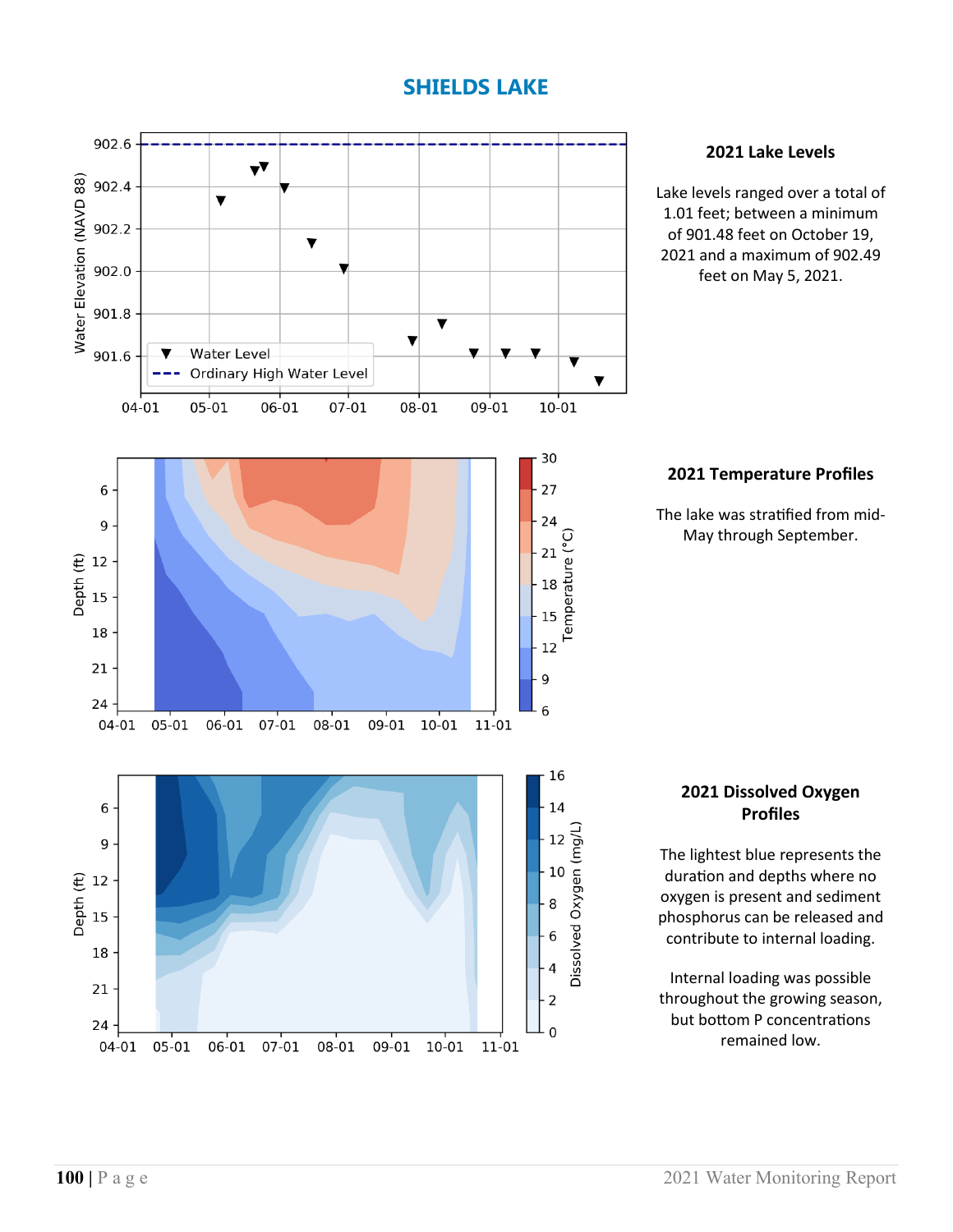# SHIELDS LAKE

902.6
902.4
902.2
902.0
901.8
901.6
Water Elevation (NAVD 88)
Water Level
Ordinary High Water Level
04-01
05-01
06-01
07-01
08-01
09-01
10-01

## 2021 Lake Levels

Lake levels ranged over a total of 1.01 feet; between a minimum of 901.48 feet on October 19, 2021 and a maximum of 902.49 feet on May 5, 2021.

6
9
12
15
18
21
24
Depth (ft)
04-01
05-01
06-01
07-01
08-01
09-01
10-01
11-01
30
27
24
21
18
15
12
9
6
Temperature (°C)

## 2021 Temperature Profiles

The lake was stratified from mid-May through September.

6
9
12
15
18
21
24
Depth (ft)
04-01
05-01
06-01
07-01
08-01
09-01
10-01
11-01
16
14
12
10
8
6
4
2
0
Dissolved Oxygen (mg/L)

## 2021 Dissolved Oxygen Profiles

The lightest blue represents the duration and depths where no oxygen is present and sediment phosphorus can be released and contribute to internal loading.

Internal loading was possible throughout the growing season, but bottom P concentrations remained low.